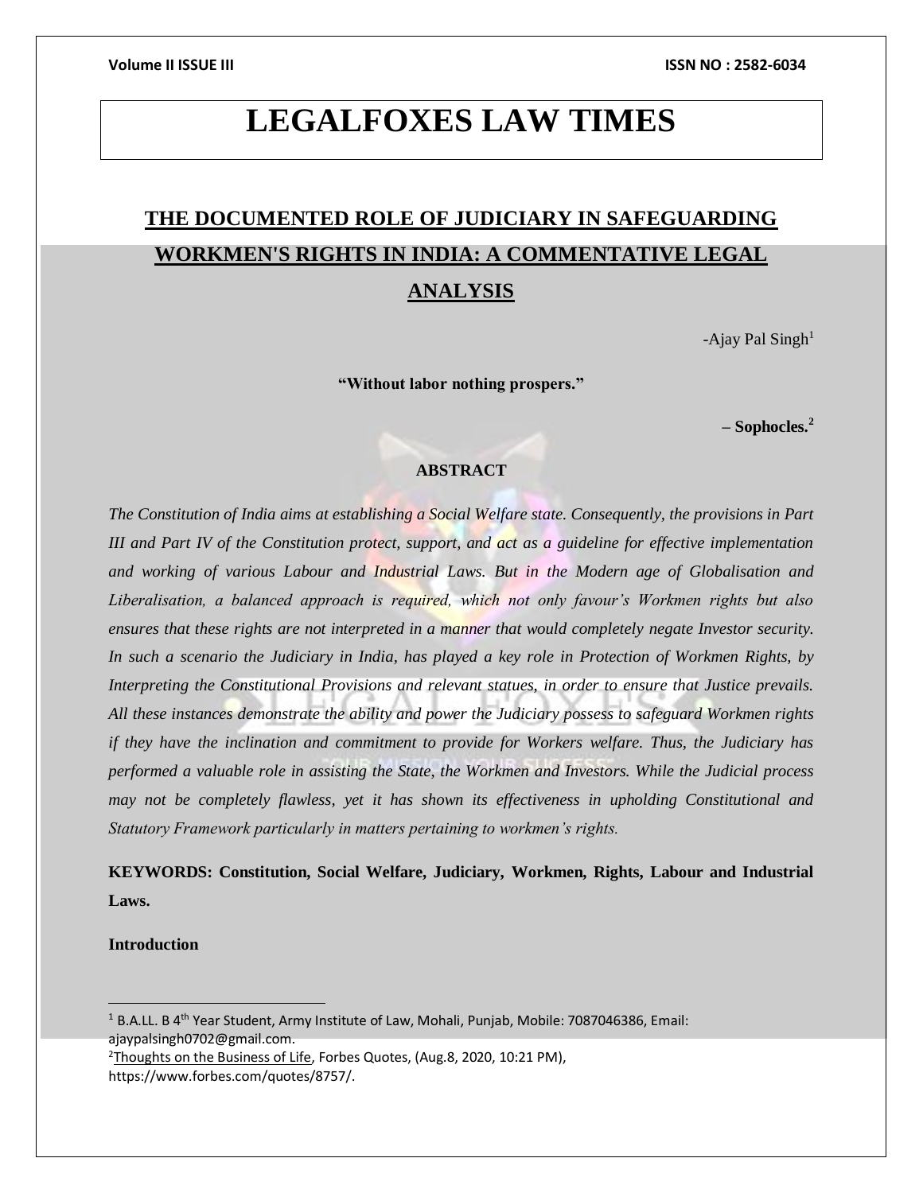# LEGALFOXES LAW TIMES

## THE DOCUMENTED ROLE OF JUDICIARY IN SAFEGUARDING WORKMEN'S RIGHTS IN INDIA: A COMMENTATIVE LEGAL ANALYSIS

-Ajay Pal Singh[1]

**"Without labor nothing prospers."**

**– Sophocles.[2]**

**ABSTRACT**

*The Constitution of India aims at establishing a Social Welfare state. Consequently, the provisions in Part III and Part IV of the Constitution protect, support, and act as a guideline for effective implementation and working of various Labour and Industrial Laws. But in the Modern age of Globalisation and Liberalisation, a balanced approach is required, which not only favour's Workmen rights but also ensures that these rights are not interpreted in a manner that would completely negate Investor security. In such a scenario the Judiciary in India, has played a key role in Protection of Workmen Rights, by Interpreting the Constitutional Provisions and relevant statues, in order to ensure that Justice prevails. All these instances demonstrate the ability and power the Judiciary possess to safeguard Workmen rights if they have the inclination and commitment to provide for Workers welfare. Thus, the Judiciary has performed a valuable role in assisting the State, the Workmen and Investors. While the Judicial process may not be completely flawless, yet it has shown its effectiveness in upholding Constitutional and Statutory Framework particularly in matters pertaining to workmen's rights.*

**KEYWORDS: Constitution, Social Welfare, Judiciary, Workmen, Rights, Labour and Industrial Laws.**

**Introduction**

---

[1] B.A.LL. B 4th Year Student, Army Institute of Law, Mohali, Punjab, Mobile: 7087046386, Email: ajaypalsingh0702@gmail.com.

[2] Thoughts on the Business of Life, Forbes Quotes, (Aug.8, 2020, 10:21 PM), https://www.forbes.com/quotes/8757/.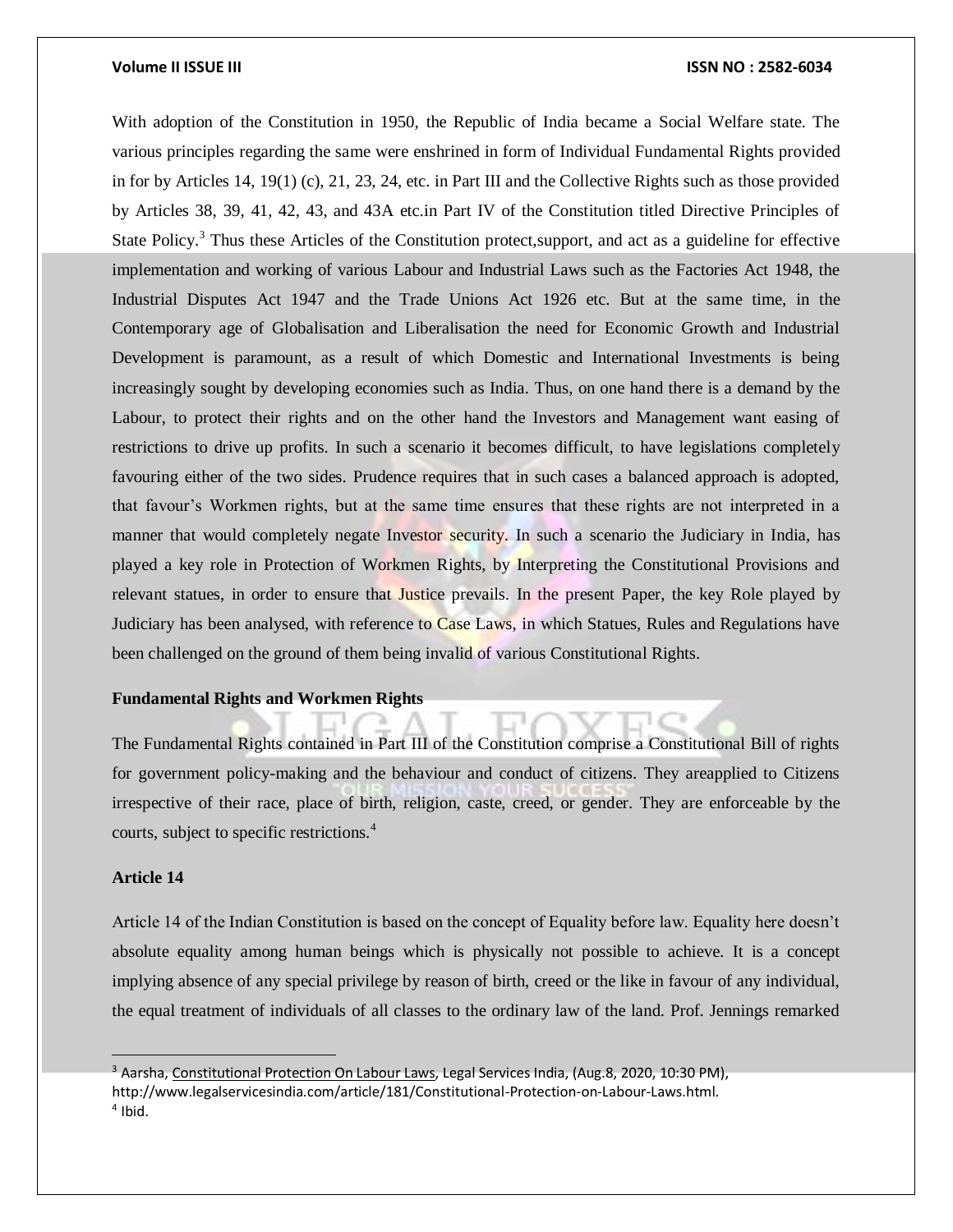With adoption of the Constitution in 1950, the Republic of India became a Social Welfare state. The various principles regarding the same were enshrined in form of Individual Fundamental Rights provided in for by Articles 14, 19(1) (c), 21, 23, 24, etc. in Part III and the Collective Rights such as those provided by Articles 38, 39, 41, 42, 43, and 43A etc.in Part IV of the Constitution titled Directive Principles of State Policy.[3] Thus these Articles of the Constitution protect,support, and act as a guideline for effective implementation and working of various Labour and Industrial Laws such as the Factories Act 1948, the Industrial Disputes Act 1947 and the Trade Unions Act 1926 etc. But at the same time, in the Contemporary age of Globalisation and Liberalisation the need for Economic Growth and Industrial Development is paramount, as a result of which Domestic and International Investments is being increasingly sought by developing economies such as India. Thus, on one hand there is a demand by the Labour, to protect their rights and on the other hand the Investors and Management want easing of restrictions to drive up profits. In such a scenario it becomes difficult, to have legislations completely favouring either of the two sides. Prudence requires that in such cases a balanced approach is adopted, that favour's Workmen rights, but at the same time ensures that these rights are not interpreted in a manner that would completely negate Investor security. In such a scenario the Judiciary in India, has played a key role in Protection of Workmen Rights, by Interpreting the Constitutional Provisions and relevant statues, in order to ensure that Justice prevails. In the present Paper, the key Role played by Judiciary has been analysed, with reference to Case Laws, in which Statues, Rules and Regulations have been challenged on the ground of them being invalid of various Constitutional Rights.

**Fundamental Rights and Workmen Rights**

The Fundamental Rights contained in Part III of the Constitution comprise a Constitutional Bill of rights for government policy-making and the behaviour and conduct of citizens. They areapplied to Citizens irrespective of their race, place of birth, religion, caste, creed, or gender. They are enforceable by the courts, subject to specific restrictions.[4]

**Article 14**

Article 14 of the Indian Constitution is based on the concept of Equality before law. Equality here doesn't absolute equality among human beings which is physically not possible to achieve. It is a concept implying absence of any special privilege by reason of birth, creed or the like in favour of any individual, the equal treatment of individuals of all classes to the ordinary law of the land. Prof. Jennings remarked

---

[3] Aarsha, Constitutional Protection On Labour Laws, Legal Services India, (Aug.8, 2020, 10:30 PM), http://www.legalservicesindia.com/article/181/Constitutional-Protection-on-Labour-Laws.html.

[4] Ibid.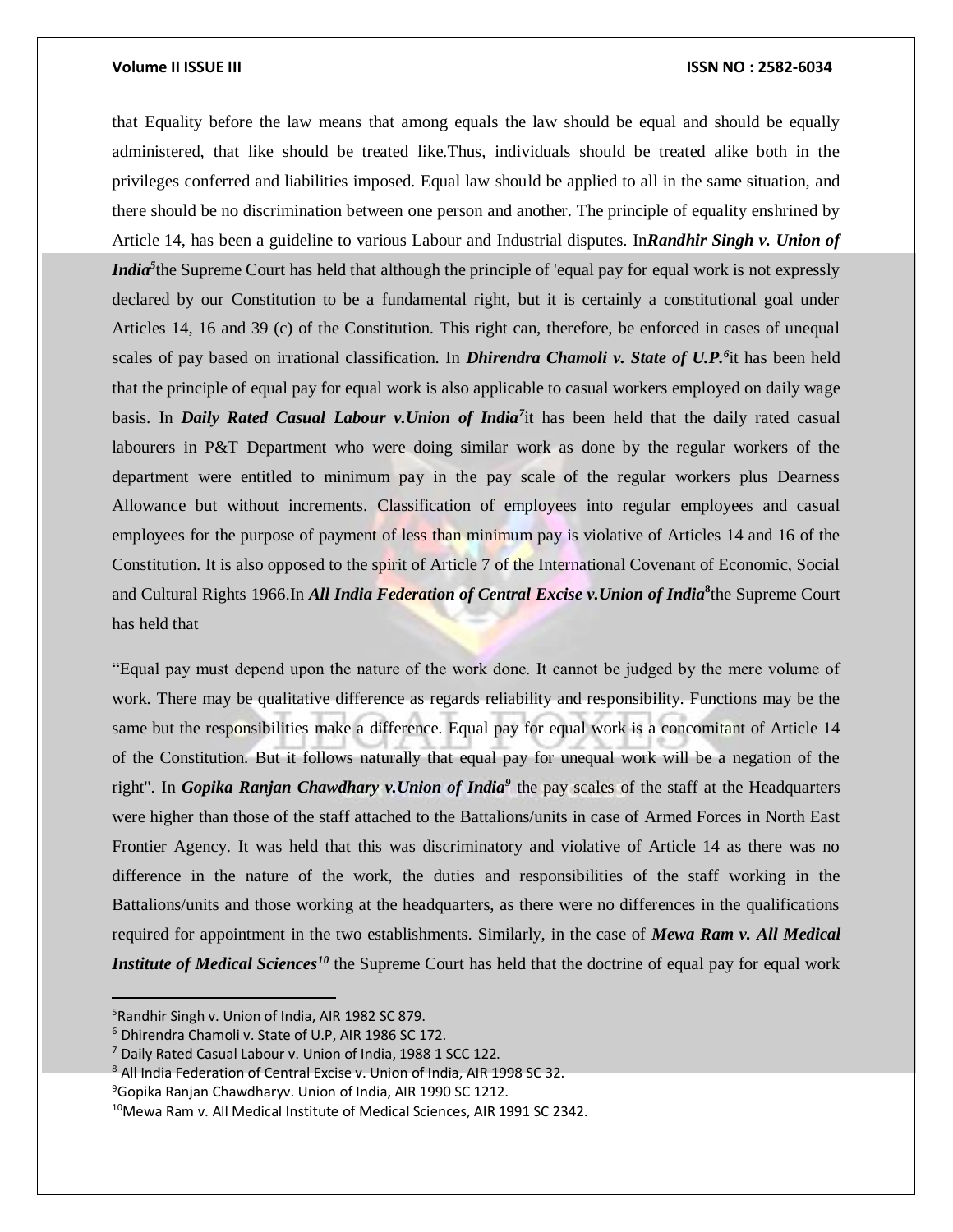that Equality before the law means that among equals the law should be equal and should be equally administered, that like should be treated like.Thus, individuals should be treated alike both in the privileges conferred and liabilities imposed. Equal law should be applied to all in the same situation, and there should be no discrimination between one person and another. The principle of equality enshrined by Article 14, has been a guideline to various Labour and Industrial disputes. In***Randhir Singh v. Union of India***[5]the Supreme Court has held that although the principle of 'equal pay for equal work is not expressly declared by our Constitution to be a fundamental right, but it is certainly a constitutional goal under Articles 14, 16 and 39 (c) of the Constitution. This right can, therefore, be enforced in cases of unequal scales of pay based on irrational classification. In ***Dhirendra Chamoli v. State of U.P.***[6]it has been held that the principle of equal pay for equal work is also applicable to casual workers employed on daily wage basis. In ***Daily Rated Casual Labour v.Union of India***[7]it has been held that the daily rated casual labourers in P&T Department who were doing similar work as done by the regular workers of the department were entitled to minimum pay in the pay scale of the regular workers plus Dearness Allowance but without increments. Classification of employees into regular employees and casual employees for the purpose of payment of less than minimum pay is violative of Articles 14 and 16 of the Constitution. It is also opposed to the spirit of Article 7 of the International Covenant of Economic, Social and Cultural Rights 1966.In ***All India Federation of Central Excise v.Union of India***[8]the Supreme Court has held that

"Equal pay must depend upon the nature of the work done. It cannot be judged by the mere volume of work. There may be qualitative difference as regards reliability and responsibility. Functions may be the same but the responsibilities make a difference. Equal pay for equal work is a concomitant of Article 14 of the Constitution. But it follows naturally that equal pay for unequal work will be a negation of the right". In ***Gopika Ranjan Chawdhary v.Union of India***[9] the pay scales of the staff at the Headquarters were higher than those of the staff attached to the Battalions/units in case of Armed Forces in North East Frontier Agency. It was held that this was discriminatory and violative of Article 14 as there was no difference in the nature of the work, the duties and responsibilities of the staff working in the Battalions/units and those working at the headquarters, as there were no differences in the qualifications required for appointment in the two establishments. Similarly, in the case of ***Mewa Ram v. All Medical Institute of Medical Sciences***[10] the Supreme Court has held that the doctrine of equal pay for equal work

---

[5]Randhir Singh v. Union of India, AIR 1982 SC 879.

[6] Dhirendra Chamoli v. State of U.P, AIR 1986 SC 172.

[7] Daily Rated Casual Labour v. Union of India, 1988 1 SCC 122.

[8] All India Federation of Central Excise v. Union of India, AIR 1998 SC 32.

[9]Gopika Ranjan Chawdharyv. Union of India, AIR 1990 SC 1212.

[10]Mewa Ram v. All Medical Institute of Medical Sciences, AIR 1991 SC 2342.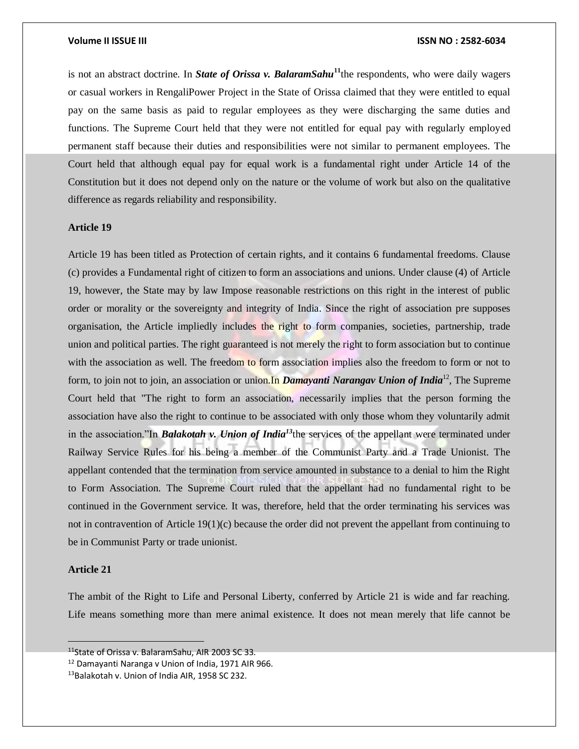is not an abstract doctrine. In ***State of Orissa v. BalaramSahu***[11]the respondents, who were daily wagers or casual workers in RengaliPower Project in the State of Orissa claimed that they were entitled to equal pay on the same basis as paid to regular employees as they were discharging the same duties and functions. The Supreme Court held that they were not entitled for equal pay with regularly employed permanent staff because their duties and responsibilities were not similar to permanent employees. The Court held that although equal pay for equal work is a fundamental right under Article 14 of the Constitution but it does not depend only on the nature or the volume of work but also on the qualitative difference as regards reliability and responsibility.

**Article 19**

Article 19 has been titled as Protection of certain rights, and it contains 6 fundamental freedoms. Clause (c) provides a Fundamental right of citizen to form an associations and unions. Under clause (4) of Article 19, however, the State may by law Impose reasonable restrictions on this right in the interest of public order or morality or the sovereignty and integrity of India. Since the right of association pre supposes organisation, the Article impliedly includes the right to form companies, societies, partnership, trade union and political parties. The right guaranteed is not merely the right to form association but to continue with the association as well. The freedom to form association implies also the freedom to form or not to form, to join not to join, an association or union.In ***Damayanti Narangav Union of India***[12], The Supreme Court held that "The right to form an association, necessarily implies that the person forming the association have also the right to continue to be associated with only those whom they voluntarily admit in the association."In ***Balakotah v. Union of India***[13]the services of the appellant were terminated under Railway Service Rules for his being a member of the Communist Party and a Trade Unionist. The appellant contended that the termination from service amounted in substance to a denial to him the Right to Form Association. The Supreme Court ruled that the appellant had no fundamental right to be continued in the Government service. It was, therefore, held that the order terminating his services was not in contravention of Article 19(1)(c) because the order did not prevent the appellant from continuing to be in Communist Party or trade unionist.

**Article 21**

The ambit of the Right to Life and Personal Liberty, conferred by Article 21 is wide and far reaching. Life means something more than mere animal existence. It does not mean merely that life cannot be

---

[11]State of Orissa v. BalaramSahu, AIR 2003 SC 33.

[12] Damayanti Naranga v Union of India, 1971 AIR 966.

[13]Balakotah v. Union of India AIR, 1958 SC 232.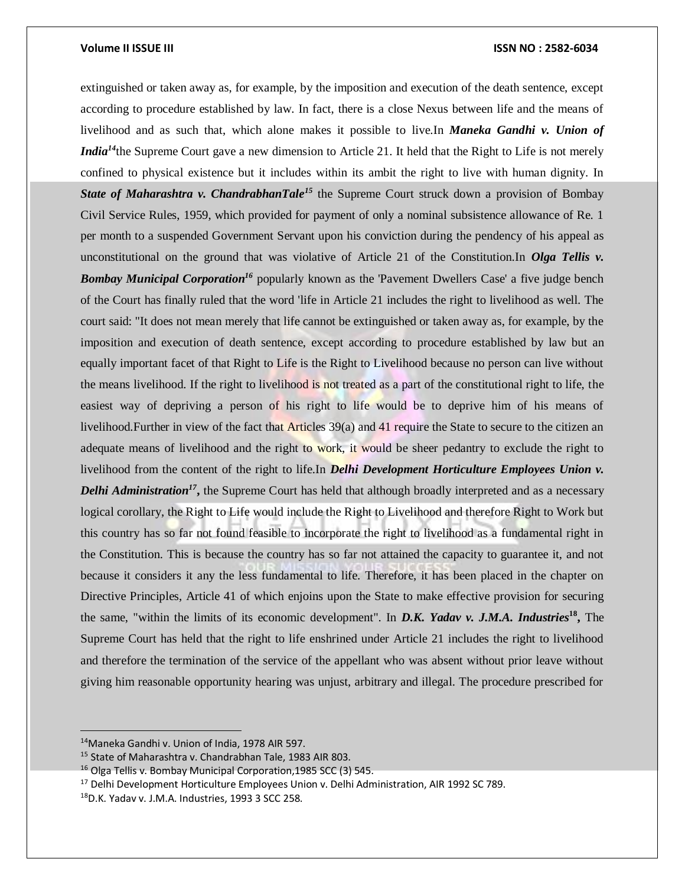extinguished or taken away as, for example, by the imposition and execution of the death sentence, except according to procedure established by law. In fact, there is a close Nexus between life and the means of livelihood and as such that, which alone makes it possible to live.In ***Maneka Gandhi v. Union of India***[14]the Supreme Court gave a new dimension to Article 21. It held that the Right to Life is not merely confined to physical existence but it includes within its ambit the right to live with human dignity. In ***State of Maharashtra v. ChandrabhanTale***[15] the Supreme Court struck down a provision of Bombay Civil Service Rules, 1959, which provided for payment of only a nominal subsistence allowance of Re. 1 per month to a suspended Government Servant upon his conviction during the pendency of his appeal as unconstitutional on the ground that was violative of Article 21 of the Constitution.In ***Olga Tellis v. Bombay Municipal Corporation***[16] popularly known as the 'Pavement Dwellers Case' a five judge bench of the Court has finally ruled that the word 'life in Article 21 includes the right to livelihood as well. The court said: "It does not mean merely that life cannot be extinguished or taken away as, for example, by the imposition and execution of death sentence, except according to procedure established by law but an equally important facet of that Right to Life is the Right to Livelihood because no person can live without the means livelihood. If the right to livelihood is not treated as a part of the constitutional right to life, the easiest way of depriving a person of his right to life would be to deprive him of his means of livelihood.Further in view of the fact that Articles 39(a) and 41 require the State to secure to the citizen an adequate means of livelihood and the right to work, it would be sheer pedantry to exclude the right to livelihood from the content of the right to life.In ***Delhi Development Horticulture Employees Union v. Delhi Administration***[17]**,** the Supreme Court has held that although broadly interpreted and as a necessary logical corollary, the Right to Life would include the Right to Livelihood and therefore Right to Work but this country has so far not found feasible to incorporate the right to livelihood as a fundamental right in the Constitution. This is because the country has so far not attained the capacity to guarantee it, and not because it considers it any the less fundamental to life. Therefore, it has been placed in the chapter on Directive Principles, Article 41 of which enjoins upon the State to make effective provision for securing the same, "within the limits of its economic development". In ***D.K. Yadav v. J.M.A. Industries***[18]**,** The Supreme Court has held that the right to life enshrined under Article 21 includes the right to livelihood and therefore the termination of the service of the appellant who was absent without prior leave without giving him reasonable opportunity hearing was unjust, arbitrary and illegal. The procedure prescribed for

---

[14]Maneka Gandhi v. Union of India, 1978 AIR 597.

[15] State of Maharashtra v. Chandrabhan Tale, 1983 AIR 803.

[16] Olga Tellis v. Bombay Municipal Corporation,1985 SCC (3) 545.

[17] Delhi Development Horticulture Employees Union v. Delhi Administration, AIR 1992 SC 789.

[18]D.K. Yadav v. J.M.A. Industries, 1993 3 SCC 258.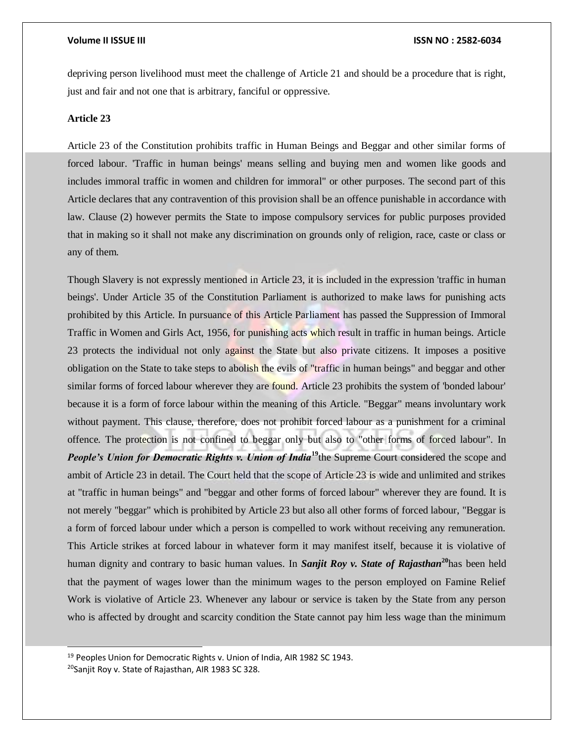depriving person livelihood must meet the challenge of Article 21 and should be a procedure that is right, just and fair and not one that is arbitrary, fanciful or oppressive.

**Article 23**

Article 23 of the Constitution prohibits traffic in Human Beings and Beggar and other similar forms of forced labour. 'Traffic in human beings' means selling and buying men and women like goods and includes immoral traffic in women and children for immoral" or other purposes. The second part of this Article declares that any contravention of this provision shall be an offence punishable in accordance with law. Clause (2) however permits the State to impose compulsory services for public purposes provided that in making so it shall not make any discrimination on grounds only of religion, race, caste or class or any of them.

Though Slavery is not expressly mentioned in Article 23, it is included in the expression 'traffic in human beings'. Under Article 35 of the Constitution Parliament is authorized to make laws for punishing acts prohibited by this Article. In pursuance of this Article Parliament has passed the Suppression of Immoral Traffic in Women and Girls Act, 1956, for punishing acts which result in traffic in human beings. Article 23 protects the individual not only against the State but also private citizens. It imposes a positive obligation on the State to take steps to abolish the evils of "traffic in human beings" and beggar and other similar forms of forced labour wherever they are found. Article 23 prohibits the system of 'bonded labour' because it is a form of force labour within the meaning of this Article. "Beggar" means involuntary work without payment. This clause, therefore, does not prohibit forced labour as a punishment for a criminal offence. The protection is not confined to beggar only but also to "other forms of forced labour". In ***People's Union for Democratic Rights v. Union of India***[19] the Supreme Court considered the scope and ambit of Article 23 in detail. The Court held that the scope of Article 23 is wide and unlimited and strikes at "traffic in human beings" and "beggar and other forms of forced labour" wherever they are found. It is not merely "beggar" which is prohibited by Article 23 but also all other forms of forced labour, "Beggar is a form of forced labour under which a person is compelled to work without receiving any remuneration. This Article strikes at forced labour in whatever form it may manifest itself, because it is violative of human dignity and contrary to basic human values. In ***Sanjit Roy v. State of Rajasthan***[20] has been held that the payment of wages lower than the minimum wages to the person employed on Famine Relief Work is violative of Article 23. Whenever any labour or service is taken by the State from any person who is affected by drought and scarcity condition the State cannot pay him less wage than the minimum

---

[19] Peoples Union for Democratic Rights v. Union of India, AIR 1982 SC 1943.

[20] Sanjit Roy v. State of Rajasthan, AIR 1983 SC 328.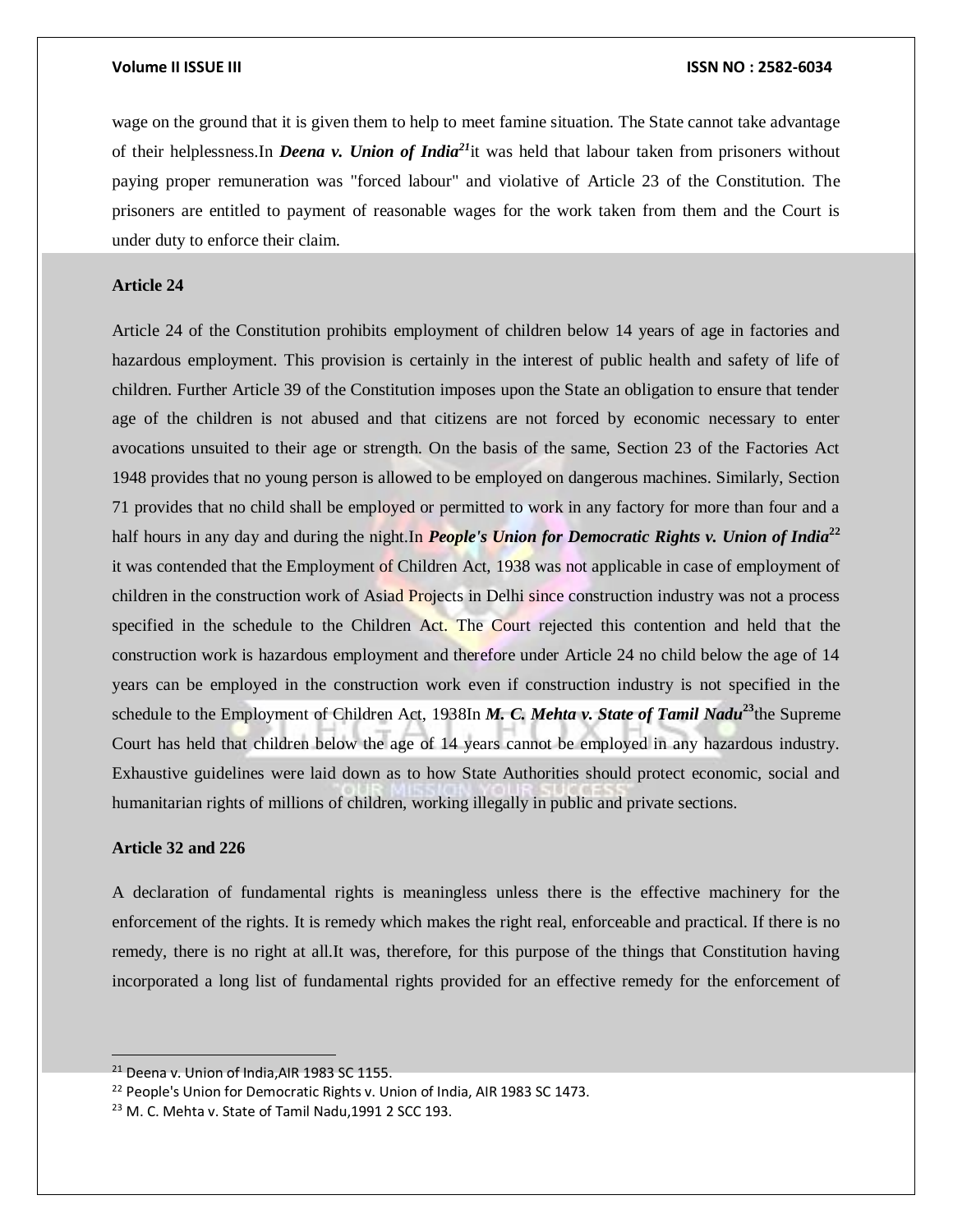wage on the ground that it is given them to help to meet famine situation. The State cannot take advantage of their helplessness.In ***Deena v. Union of India***[21]it was held that labour taken from prisoners without paying proper remuneration was "forced labour" and violative of Article 23 of the Constitution. The prisoners are entitled to payment of reasonable wages for the work taken from them and the Court is under duty to enforce their claim.

**Article 24**

Article 24 of the Constitution prohibits employment of children below 14 years of age in factories and hazardous employment. This provision is certainly in the interest of public health and safety of life of children. Further Article 39 of the Constitution imposes upon the State an obligation to ensure that tender age of the children is not abused and that citizens are not forced by economic necessary to enter avocations unsuited to their age or strength. On the basis of the same, Section 23 of the Factories Act 1948 provides that no young person is allowed to be employed on dangerous machines. Similarly, Section 71 provides that no child shall be employed or permitted to work in any factory for more than four and a half hours in any day and during the night.In ***People's Union for Democratic Rights v. Union of India***[22] it was contended that the Employment of Children Act, 1938 was not applicable in case of employment of children in the construction work of Asiad Projects in Delhi since construction industry was not a process specified in the schedule to the Children Act. The Court rejected this contention and held that the construction work is hazardous employment and therefore under Article 24 no child below the age of 14 years can be employed in the construction work even if construction industry is not specified in the schedule to the Employment of Children Act, 1938In ***M. C. Mehta v. State of Tamil Nadu***[23]the Supreme Court has held that children below the age of 14 years cannot be employed in any hazardous industry. Exhaustive guidelines were laid down as to how State Authorities should protect economic, social and humanitarian rights of millions of children, working illegally in public and private sections.

**Article 32 and 226**

A declaration of fundamental rights is meaningless unless there is the effective machinery for the enforcement of the rights. It is remedy which makes the right real, enforceable and practical. If there is no remedy, there is no right at all.It was, therefore, for this purpose of the things that Constitution having incorporated a long list of fundamental rights provided for an effective remedy for the enforcement of

---

[21] Deena v. Union of India,AIR 1983 SC 1155.

[22] People's Union for Democratic Rights v. Union of India, AIR 1983 SC 1473.

[23] M. C. Mehta v. State of Tamil Nadu,1991 2 SCC 193.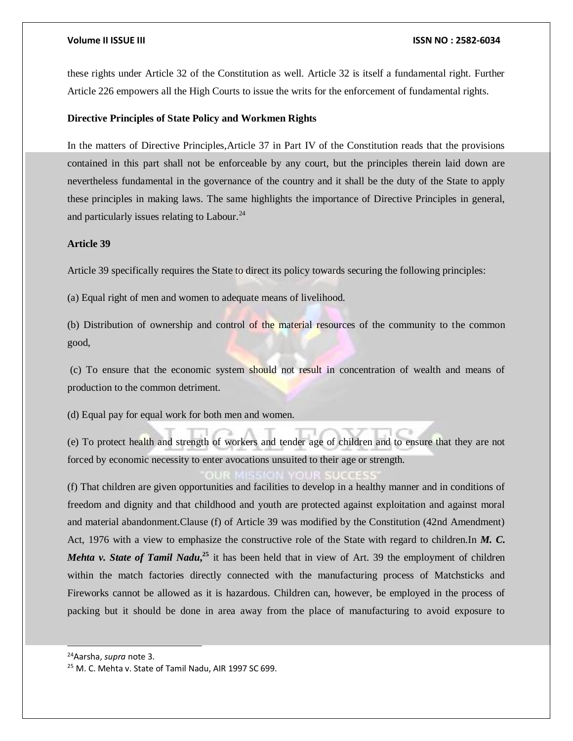these rights under Article 32 of the Constitution as well. Article 32 is itself a fundamental right. Further Article 226 empowers all the High Courts to issue the writs for the enforcement of fundamental rights.

**Directive Principles of State Policy and Workmen Rights**

In the matters of Directive Principles,Article 37 in Part IV of the Constitution reads that the provisions contained in this part shall not be enforceable by any court, but the principles therein laid down are nevertheless fundamental in the governance of the country and it shall be the duty of the State to apply these principles in making laws. The same highlights the importance of Directive Principles in general, and particularly issues relating to Labour.[24]

**Article 39**

Article 39 specifically requires the State to direct its policy towards securing the following principles:

(a) Equal right of men and women to adequate means of livelihood.

(b) Distribution of ownership and control of the material resources of the community to the common good,

(c) To ensure that the economic system should not result in concentration of wealth and means of production to the common detriment.

(d) Equal pay for equal work for both men and women.

(e) To protect health and strength of workers and tender age of children and to ensure that they are not forced by economic necessity to enter avocations unsuited to their age or strength.

(f) That children are given opportunities and facilities to develop in a healthy manner and in conditions of freedom and dignity and that childhood and youth are protected against exploitation and against moral and material abandonment.Clause (f) of Article 39 was modified by the Constitution (42nd Amendment) Act, 1976 with a view to emphasize the constructive role of the State with regard to children.In ***M. C. Mehta v. State of Tamil Nadu,***[25] it has been held that in view of Art. 39 the employment of children within the match factories directly connected with the manufacturing process of Matchsticks and Fireworks cannot be allowed as it is hazardous. Children can, however, be employed in the process of packing but it should be done in area away from the place of manufacturing to avoid exposure to

---

[24] Aarsha, *supra* note 3.

[25] M. C. Mehta v. State of Tamil Nadu, AIR 1997 SC 699.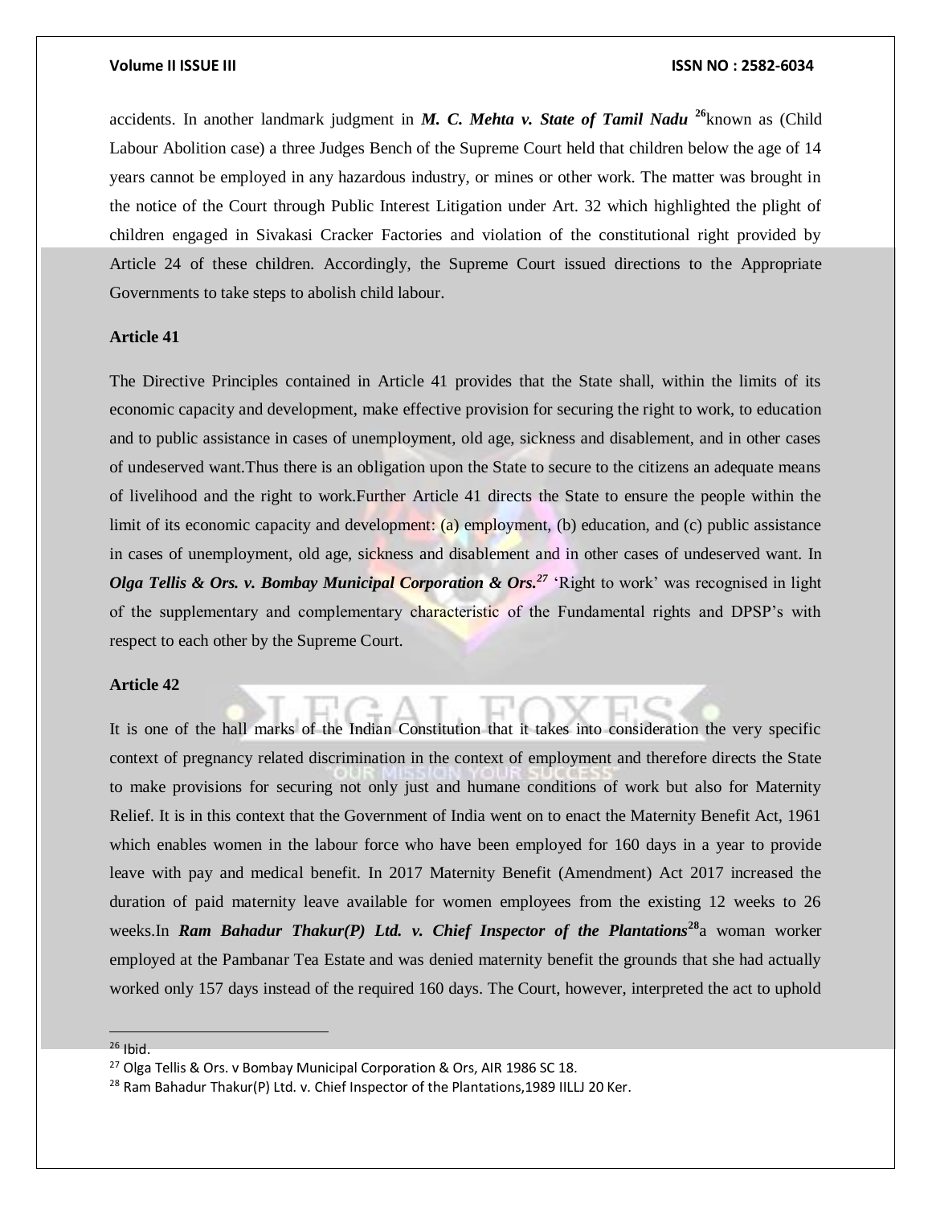accidents. In another landmark judgment in ***M. C. Mehta v. State of Tamil Nadu*** [26]known as (Child Labour Abolition case) a three Judges Bench of the Supreme Court held that children below the age of 14 years cannot be employed in any hazardous industry, or mines or other work. The matter was brought in the notice of the Court through Public Interest Litigation under Art. 32 which highlighted the plight of children engaged in Sivakasi Cracker Factories and violation of the constitutional right provided by Article 24 of these children. Accordingly, the Supreme Court issued directions to the Appropriate Governments to take steps to abolish child labour.

**Article 41**

The Directive Principles contained in Article 41 provides that the State shall, within the limits of its economic capacity and development, make effective provision for securing the right to work, to education and to public assistance in cases of unemployment, old age, sickness and disablement, and in other cases of undeserved want.Thus there is an obligation upon the State to secure to the citizens an adequate means of livelihood and the right to work.Further Article 41 directs the State to ensure the people within the limit of its economic capacity and development: (a) employment, (b) education, and (c) public assistance in cases of unemployment, old age, sickness and disablement and in other cases of undeserved want. In ***Olga Tellis & Ors. v. Bombay Municipal Corporation & Ors.***[27] 'Right to work' was recognised in light of the supplementary and complementary characteristic of the Fundamental rights and DPSP's with respect to each other by the Supreme Court.

**Article 42**

It is one of the hall marks of the Indian Constitution that it takes into consideration the very specific context of pregnancy related discrimination in the context of employment and therefore directs the State to make provisions for securing not only just and humane conditions of work but also for Maternity Relief. It is in this context that the Government of India went on to enact the Maternity Benefit Act, 1961 which enables women in the labour force who have been employed for 160 days in a year to provide leave with pay and medical benefit. In 2017 Maternity Benefit (Amendment) Act 2017 increased the duration of paid maternity leave available for women employees from the existing 12 weeks to 26 weeks.In ***Ram Bahadur Thakur(P) Ltd. v. Chief Inspector of the Plantations***[28]a woman worker employed at the Pambanar Tea Estate and was denied maternity benefit the grounds that she had actually worked only 157 days instead of the required 160 days. The Court, however, interpreted the act to uphold

---

[26] Ibid.

[27] Olga Tellis & Ors. v Bombay Municipal Corporation & Ors, AIR 1986 SC 18.

[28] Ram Bahadur Thakur(P) Ltd. v. Chief Inspector of the Plantations,1989 IILLJ 20 Ker.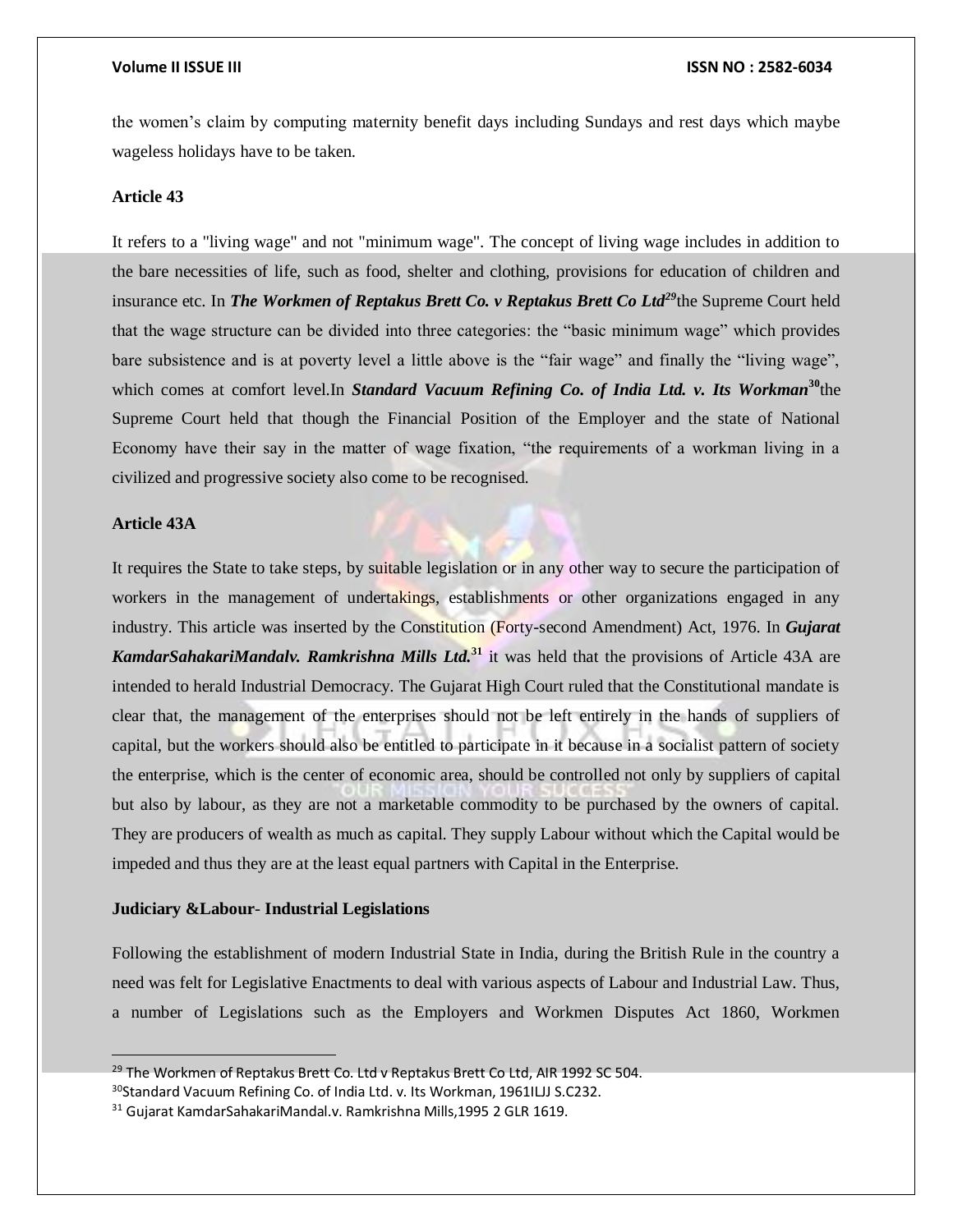the women's claim by computing maternity benefit days including Sundays and rest days which maybe wageless holidays have to be taken.

**Article 43**

It refers to a "living wage" and not "minimum wage". The concept of living wage includes in addition to the bare necessities of life, such as food, shelter and clothing, provisions for education of children and insurance etc. In ***The Workmen of Reptakus Brett Co. v Reptakus Brett Co Ltd***[29]the Supreme Court held that the wage structure can be divided into three categories: the "basic minimum wage" which provides bare subsistence and is at poverty level a little above is the "fair wage" and finally the "living wage", which comes at comfort level.In ***Standard Vacuum Refining Co. of India Ltd. v. Its Workman***[30]the Supreme Court held that though the Financial Position of the Employer and the state of National Economy have their say in the matter of wage fixation, "the requirements of a workman living in a civilized and progressive society also come to be recognised.

**Article 43A**

It requires the State to take steps, by suitable legislation or in any other way to secure the participation of workers in the management of undertakings, establishments or other organizations engaged in any industry. This article was inserted by the Constitution (Forty-second Amendment) Act, 1976. In ***Gujarat KamdarSahakariMandalv. Ramkrishna Mills Ltd.***[31] it was held that the provisions of Article 43A are intended to herald Industrial Democracy. The Gujarat High Court ruled that the Constitutional mandate is clear that, the management of the enterprises should not be left entirely in the hands of suppliers of capital, but the workers should also be entitled to participate in it because in a socialist pattern of society the enterprise, which is the center of economic area, should be controlled not only by suppliers of capital but also by labour, as they are not a marketable commodity to be purchased by the owners of capital. They are producers of wealth as much as capital. They supply Labour without which the Capital would be impeded and thus they are at the least equal partners with Capital in the Enterprise.

**Judiciary &Labour- Industrial Legislations**

Following the establishment of modern Industrial State in India, during the British Rule in the country a need was felt for Legislative Enactments to deal with various aspects of Labour and Industrial Law. Thus, a number of Legislations such as the Employers and Workmen Disputes Act 1860, Workmen

---

[29] The Workmen of Reptakus Brett Co. Ltd v Reptakus Brett Co Ltd, AIR 1992 SC 504.

[30]Standard Vacuum Refining Co. of India Ltd. v. Its Workman, 1961ILJJ S.C232.

[31] Gujarat KamdarSahakariMandal.v. Ramkrishna Mills,1995 2 GLR 1619.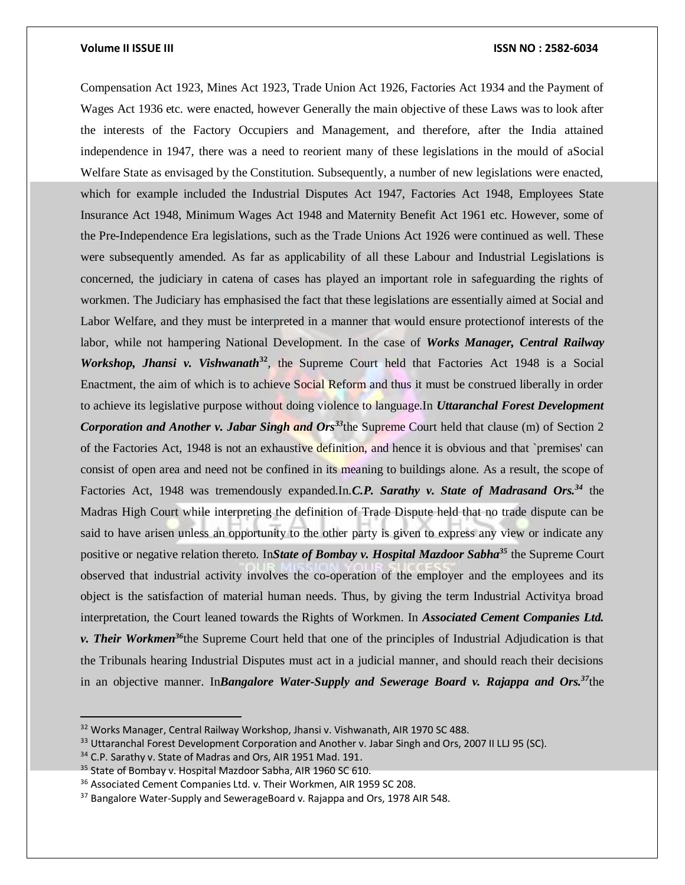Compensation Act 1923, Mines Act 1923, Trade Union Act 1926, Factories Act 1934 and the Payment of Wages Act 1936 etc. were enacted, however Generally the main objective of these Laws was to look after the interests of the Factory Occupiers and Management, and therefore, after the India attained independence in 1947, there was a need to reorient many of these legislations in the mould of aSocial Welfare State as envisaged by the Constitution. Subsequently, a number of new legislations were enacted, which for example included the Industrial Disputes Act 1947, Factories Act 1948, Employees State Insurance Act 1948, Minimum Wages Act 1948 and Maternity Benefit Act 1961 etc. However, some of the Pre-Independence Era legislations, such as the Trade Unions Act 1926 were continued as well. These were subsequently amended. As far as applicability of all these Labour and Industrial Legislations is concerned, the judiciary in catena of cases has played an important role in safeguarding the rights of workmen. The Judiciary has emphasised the fact that these legislations are essentially aimed at Social and Labor Welfare, and they must be interpreted in a manner that would ensure protectionof interests of the labor, while not hampering National Development. In the case of ***Works Manager, Central Railway Workshop, Jhansi v. Vishwanath***[32], the Supreme Court held that Factories Act 1948 is a Social Enactment, the aim of which is to achieve Social Reform and thus it must be construed liberally in order to achieve its legislative purpose without doing violence to language.In ***Uttaranchal Forest Development Corporation and Another v. Jabar Singh and Ors***[33]the Supreme Court held that clause (m) of Section 2 of the Factories Act, 1948 is not an exhaustive definition, and hence it is obvious and that `premises' can consist of open area and need not be confined in its meaning to buildings alone. As a result, the scope of Factories Act, 1948 was tremendously expanded.In.***C.P. Sarathy v. State of Madrasand Ors.***[34] the Madras High Court while interpreting the definition of Trade Dispute held that no trade dispute can be said to have arisen unless an opportunity to the other party is given to express any view or indicate any positive or negative relation thereto. In***State of Bombay v. Hospital Mazdoor Sabha***[35] the Supreme Court observed that industrial activity involves the co-operation of the employer and the employees and its object is the satisfaction of material human needs. Thus, by giving the term Industrial Activitya broad interpretation, the Court leaned towards the Rights of Workmen. In ***Associated Cement Companies Ltd. v. Their Workmen***[36]the Supreme Court held that one of the principles of Industrial Adjudication is that the Tribunals hearing Industrial Disputes must act in a judicial manner, and should reach their decisions in an objective manner. In***Bangalore Water-Supply and Sewerage Board v. Rajappa and Ors.***[37]the

---

[32] Works Manager, Central Railway Workshop, Jhansi v. Vishwanath, AIR 1970 SC 488.

[33] Uttaranchal Forest Development Corporation and Another v. Jabar Singh and Ors, 2007 II LLJ 95 (SC).

[34] C.P. Sarathy v. State of Madras and Ors, AIR 1951 Mad. 191.

[35] State of Bombay v. Hospital Mazdoor Sabha, AIR 1960 SC 610.

[36] Associated Cement Companies Ltd. v. Their Workmen, AIR 1959 SC 208.

[37] Bangalore Water-Supply and SewerageBoard v. Rajappa and Ors, 1978 AIR 548.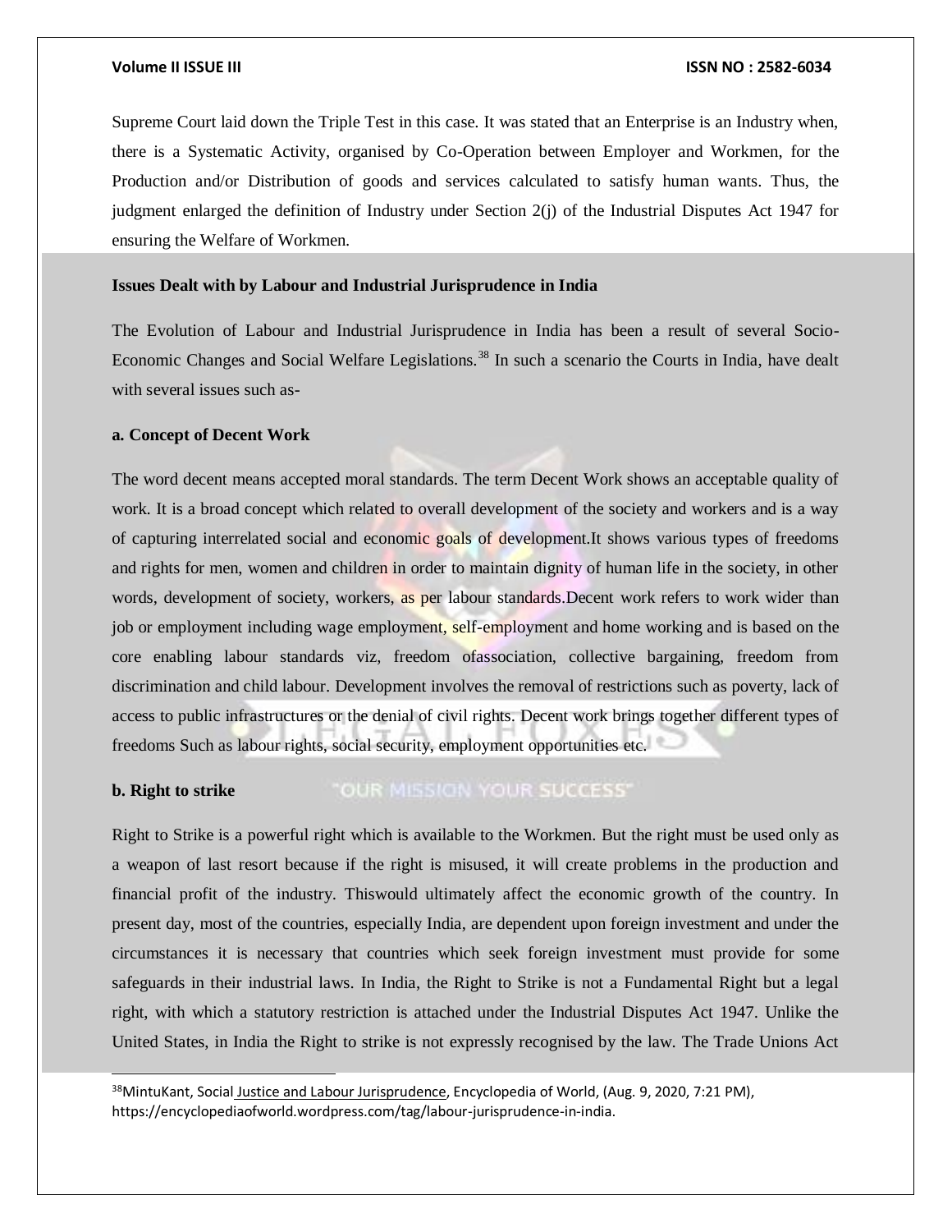Supreme Court laid down the Triple Test in this case. It was stated that an Enterprise is an Industry when, there is a Systematic Activity, organised by Co-Operation between Employer and Workmen, for the Production and/or Distribution of goods and services calculated to satisfy human wants. Thus, the judgment enlarged the definition of Industry under Section 2(j) of the Industrial Disputes Act 1947 for ensuring the Welfare of Workmen.

**Issues Dealt with by Labour and Industrial Jurisprudence in India**

The Evolution of Labour and Industrial Jurisprudence in India has been a result of several Socio-Economic Changes and Social Welfare Legislations.[38] In such a scenario the Courts in India, have dealt with several issues such as-

**a. Concept of Decent Work**

The word decent means accepted moral standards. The term Decent Work shows an acceptable quality of work. It is a broad concept which related to overall development of the society and workers and is a way of capturing interrelated social and economic goals of development.It shows various types of freedoms and rights for men, women and children in order to maintain dignity of human life in the society, in other words, development of society, workers, as per labour standards.Decent work refers to work wider than job or employment including wage employment, self-employment and home working and is based on the core enabling labour standards viz, freedom ofassociation, collective bargaining, freedom from discrimination and child labour. Development involves the removal of restrictions such as poverty, lack of access to public infrastructures or the denial of civil rights. Decent work brings together different types of freedoms Such as labour rights, social security, employment opportunities etc.

**b. Right to strike**

Right to Strike is a powerful right which is available to the Workmen. But the right must be used only as a weapon of last resort because if the right is misused, it will create problems in the production and financial profit of the industry. Thiswould ultimately affect the economic growth of the country. In present day, most of the countries, especially India, are dependent upon foreign investment and under the circumstances it is necessary that countries which seek foreign investment must provide for some safeguards in their industrial laws. In India, the Right to Strike is not a Fundamental Right but a legal right, with which a statutory restriction is attached under the Industrial Disputes Act 1947. Unlike the United States, in India the Right to strike is not expressly recognised by the law. The Trade Unions Act

[38] MintuKant, Social Justice and Labour Jurisprudence, Encyclopedia of World, (Aug. 9, 2020, 7:21 PM), https://encyclopediaofworld.wordpress.com/tag/labour-jurisprudence-in-india.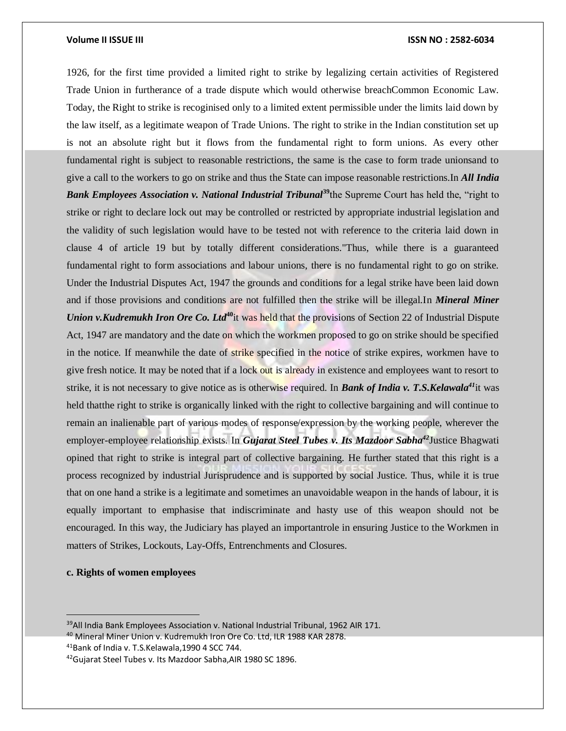1926, for the first time provided a limited right to strike by legalizing certain activities of Registered Trade Union in furtherance of a trade dispute which would otherwise breachCommon Economic Law. Today, the Right to strike is recoginised only to a limited extent permissible under the limits laid down by the law itself, as a legitimate weapon of Trade Unions. The right to strike in the Indian constitution set up is not an absolute right but it flows from the fundamental right to form unions. As every other fundamental right is subject to reasonable restrictions, the same is the case to form trade unionsand to give a call to the workers to go on strike and thus the State can impose reasonable restrictions.In ***All India Bank Employees Association v. National Industrial Tribunal***[39]the Supreme Court has held the, "right to strike or right to declare lock out may be controlled or restricted by appropriate industrial legislation and the validity of such legislation would have to be tested not with reference to the criteria laid down in clause 4 of article 19 but by totally different considerations."Thus, while there is a guaranteed fundamental right to form associations and labour unions, there is no fundamental right to go on strike. Under the Industrial Disputes Act, 1947 the grounds and conditions for a legal strike have been laid down and if those provisions and conditions are not fulfilled then the strike will be illegal.In ***Mineral Miner Union v.Kudremukh Iron Ore Co. Ltd***[40]it was held that the provisions of Section 22 of Industrial Dispute Act, 1947 are mandatory and the date on which the workmen proposed to go on strike should be specified in the notice. If meanwhile the date of strike specified in the notice of strike expires, workmen have to give fresh notice. It may be noted that if a lock out is already in existence and employees want to resort to strike, it is not necessary to give notice as is otherwise required. In ***Bank of India v. T.S.Kelawala***[41]it was held thatthe right to strike is organically linked with the right to collective bargaining and will continue to remain an inalienable part of various modes of response/expression by the working people, wherever the employer-employee relationship exists. In ***Gujarat Steel Tubes v. Its Mazdoor Sabha***[42]Justice Bhagwati opined that right to strike is integral part of collective bargaining. He further stated that this right is a process recognized by industrial Jurisprudence and is supported by social Justice. Thus, while it is true that on one hand a strike is a legitimate and sometimes an unavoidable weapon in the hands of labour, it is equally important to emphasise that indiscriminate and hasty use of this weapon should not be encouraged. In this way, the Judiciary has played an importantrole in ensuring Justice to the Workmen in matters of Strikes, Lockouts, Lay-Offs, Entrenchments and Closures.

**c. Rights of women employees**

---

[39]All India Bank Employees Association v. National Industrial Tribunal, 1962 AIR 171.

[40] Mineral Miner Union v. Kudremukh Iron Ore Co. Ltd, ILR 1988 KAR 2878.

[41]Bank of India v. T.S.Kelawala,1990 4 SCC 744.

[42]Gujarat Steel Tubes v. Its Mazdoor Sabha,AIR 1980 SC 1896.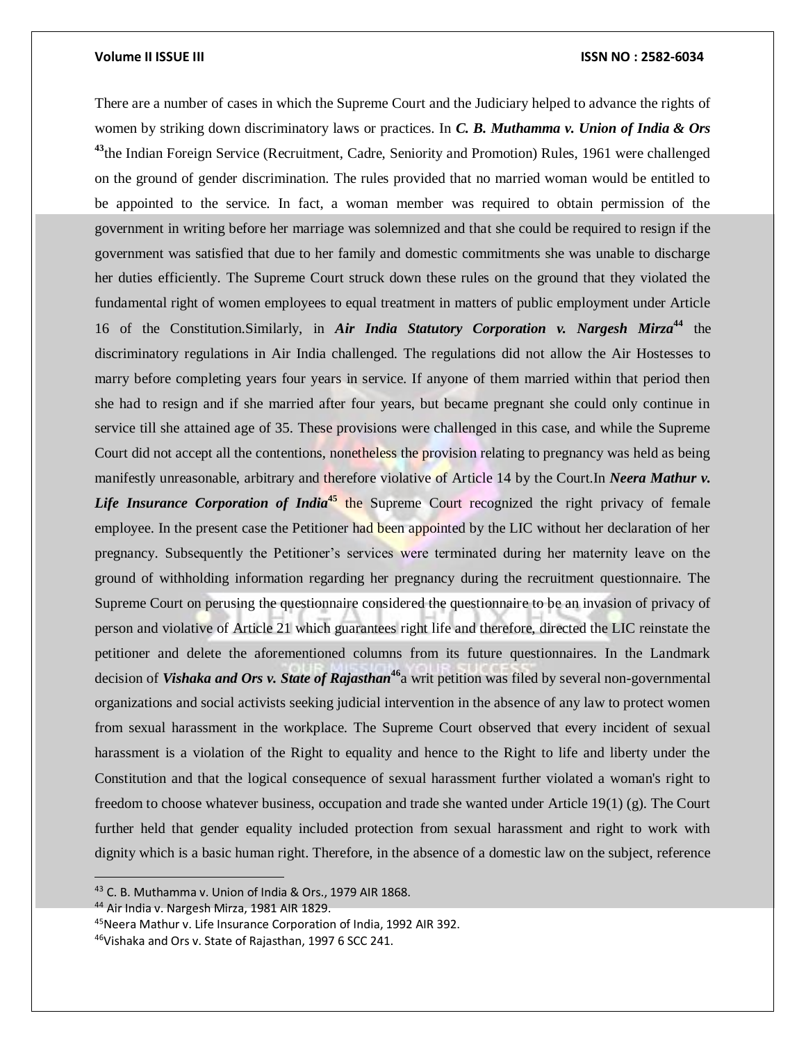There are a number of cases in which the Supreme Court and the Judiciary helped to advance the rights of women by striking down discriminatory laws or practices. In ***C. B. Muthamma v. Union of India & Ors*** [43] the Indian Foreign Service (Recruitment, Cadre, Seniority and Promotion) Rules, 1961 were challenged on the ground of gender discrimination. The rules provided that no married woman would be entitled to be appointed to the service. In fact, a woman member was required to obtain permission of the government in writing before her marriage was solemnized and that she could be required to resign if the government was satisfied that due to her family and domestic commitments she was unable to discharge her duties efficiently. The Supreme Court struck down these rules on the ground that they violated the fundamental right of women employees to equal treatment in matters of public employment under Article 16 of the Constitution.Similarly, in ***Air India Statutory Corporation v. Nargesh Mirza***[44] the discriminatory regulations in Air India challenged. The regulations did not allow the Air Hostesses to marry before completing years four years in service. If anyone of them married within that period then she had to resign and if she married after four years, but became pregnant she could only continue in service till she attained age of 35. These provisions were challenged in this case, and while the Supreme Court did not accept all the contentions, nonetheless the provision relating to pregnancy was held as being manifestly unreasonable, arbitrary and therefore violative of Article 14 by the Court.In ***Neera Mathur v. Life Insurance Corporation of India***[45] the Supreme Court recognized the right privacy of female employee. In the present case the Petitioner had been appointed by the LIC without her declaration of her pregnancy. Subsequently the Petitioner's services were terminated during her maternity leave on the ground of withholding information regarding her pregnancy during the recruitment questionnaire. The Supreme Court on perusing the questionnaire considered the questionnaire to be an invasion of privacy of person and violative of Article 21 which guarantees right life and therefore, directed the LIC reinstate the petitioner and delete the aforementioned columns from its future questionnaires. In the Landmark decision of ***Vishaka and Ors v. State of Rajasthan***[46] a writ petition was filed by several non-governmental organizations and social activists seeking judicial intervention in the absence of any law to protect women from sexual harassment in the workplace. The Supreme Court observed that every incident of sexual harassment is a violation of the Right to equality and hence to the Right to life and liberty under the Constitution and that the logical consequence of sexual harassment further violated a woman's right to freedom to choose whatever business, occupation and trade she wanted under Article 19(1) (g). The Court further held that gender equality included protection from sexual harassment and right to work with dignity which is a basic human right. Therefore, in the absence of a domestic law on the subject, reference

---

[43] C. B. Muthamma v. Union of India & Ors., 1979 AIR 1868.

[44] Air India v. Nargesh Mirza, 1981 AIR 1829.

[45] Neera Mathur v. Life Insurance Corporation of India, 1992 AIR 392.

[46] Vishaka and Ors v. State of Rajasthan, 1997 6 SCC 241.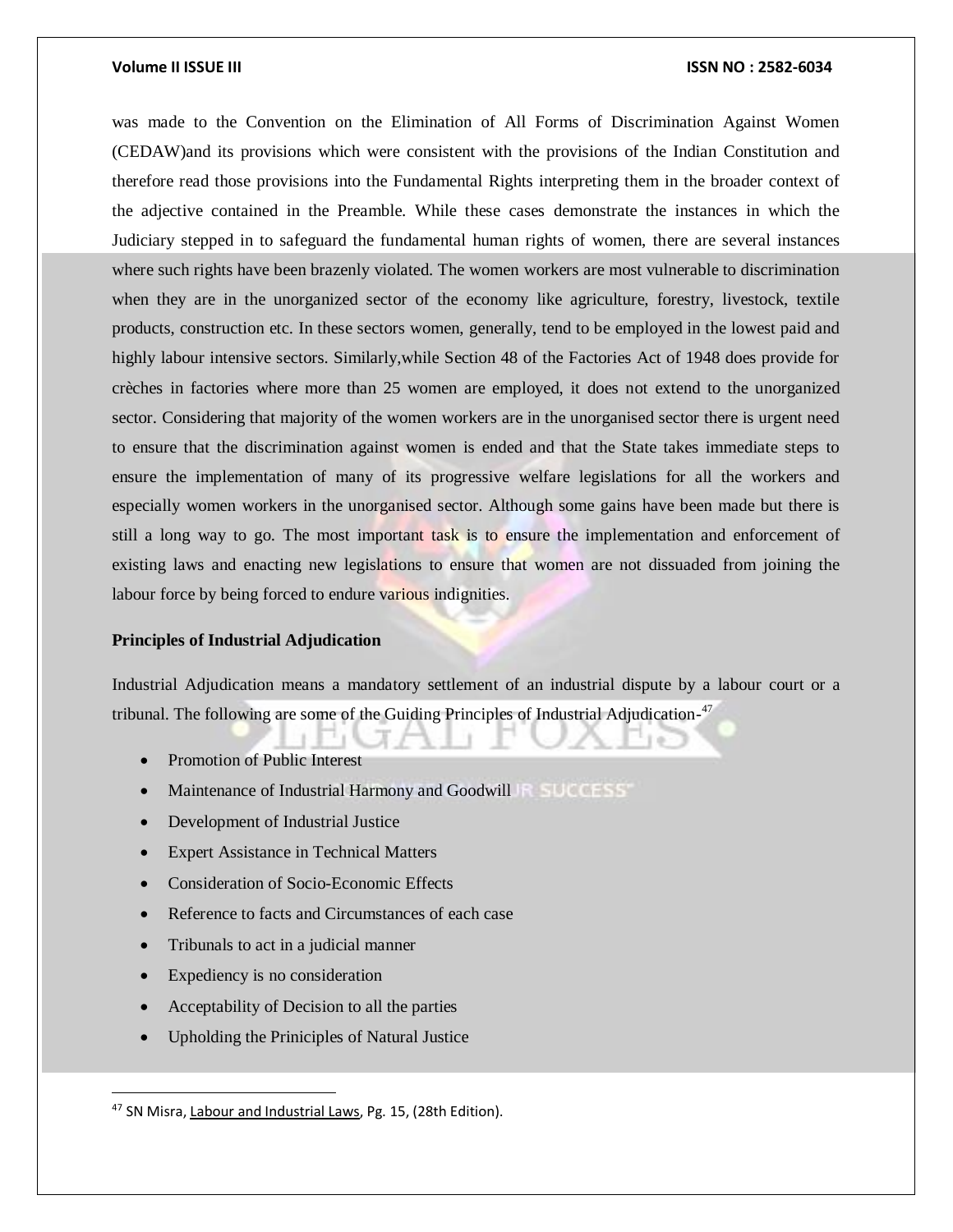was made to the Convention on the Elimination of All Forms of Discrimination Against Women (CEDAW)and its provisions which were consistent with the provisions of the Indian Constitution and therefore read those provisions into the Fundamental Rights interpreting them in the broader context of the adjective contained in the Preamble. While these cases demonstrate the instances in which the Judiciary stepped in to safeguard the fundamental human rights of women, there are several instances where such rights have been brazenly violated. The women workers are most vulnerable to discrimination when they are in the unorganized sector of the economy like agriculture, forestry, livestock, textile products, construction etc. In these sectors women, generally, tend to be employed in the lowest paid and highly labour intensive sectors. Similarly,while Section 48 of the Factories Act of 1948 does provide for crèches in factories where more than 25 women are employed, it does not extend to the unorganized sector. Considering that majority of the women workers are in the unorganised sector there is urgent need to ensure that the discrimination against women is ended and that the State takes immediate steps to ensure the implementation of many of its progressive welfare legislations for all the workers and especially women workers in the unorganised sector. Although some gains have been made but there is still a long way to go. The most important task is to ensure the implementation and enforcement of existing laws and enacting new legislations to ensure that women are not dissuaded from joining the labour force by being forced to endure various indignities.

**Principles of Industrial Adjudication**

Industrial Adjudication means a mandatory settlement of an industrial dispute by a labour court or a tribunal. The following are some of the Guiding Principles of Industrial Adjudication-[47]

- Promotion of Public Interest
- Maintenance of Industrial Harmony and Goodwill
- Development of Industrial Justice
- Expert Assistance in Technical Matters
- Consideration of Socio-Economic Effects
- Reference to facts and Circumstances of each case
- Tribunals to act in a judicial manner
- Expediency is no consideration
- Acceptability of Decision to all the parties
- Upholding the Priniciples of Natural Justice

---

[47] SN Misra, Labour and Industrial Laws, Pg. 15, (28th Edition).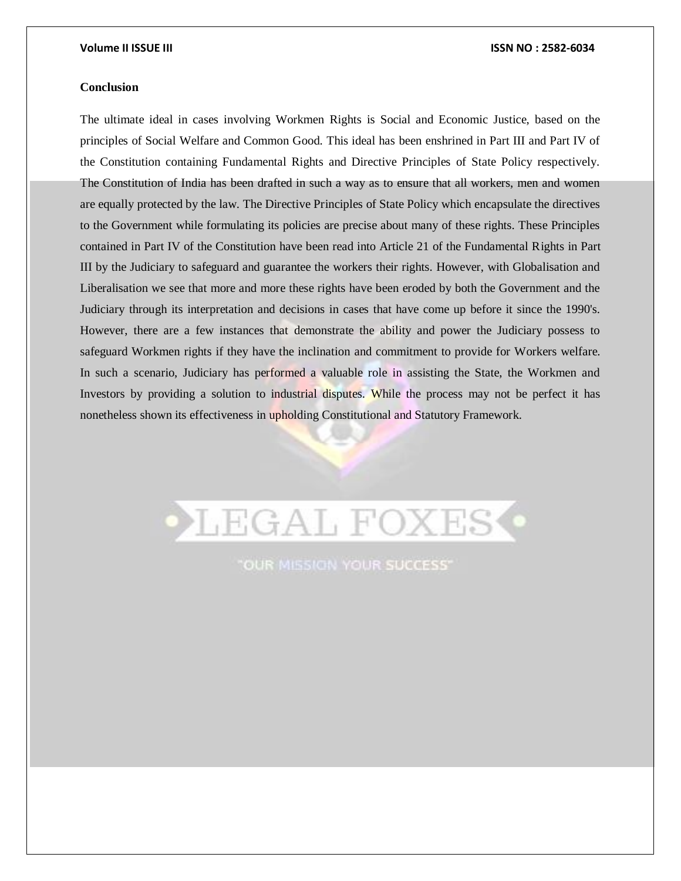**Conclusion**

The ultimate ideal in cases involving Workmen Rights is Social and Economic Justice, based on the principles of Social Welfare and Common Good. This ideal has been enshrined in Part III and Part IV of the Constitution containing Fundamental Rights and Directive Principles of State Policy respectively. The Constitution of India has been drafted in such a way as to ensure that all workers, men and women are equally protected by the law. The Directive Principles of State Policy which encapsulate the directives to the Government while formulating its policies are precise about many of these rights. These Principles contained in Part IV of the Constitution have been read into Article 21 of the Fundamental Rights in Part III by the Judiciary to safeguard and guarantee the workers their rights. However, with Globalisation and Liberalisation we see that more and more these rights have been eroded by both the Government and the Judiciary through its interpretation and decisions in cases that have come up before it since the 1990's. However, there are a few instances that demonstrate the ability and power the Judiciary possess to safeguard Workmen rights if they have the inclination and commitment to provide for Workers welfare. In such a scenario, Judiciary has performed a valuable role in assisting the State, the Workmen and Investors by providing a solution to industrial disputes. While the process may not be perfect it has nonetheless shown its effectiveness in upholding Constitutional and Statutory Framework.